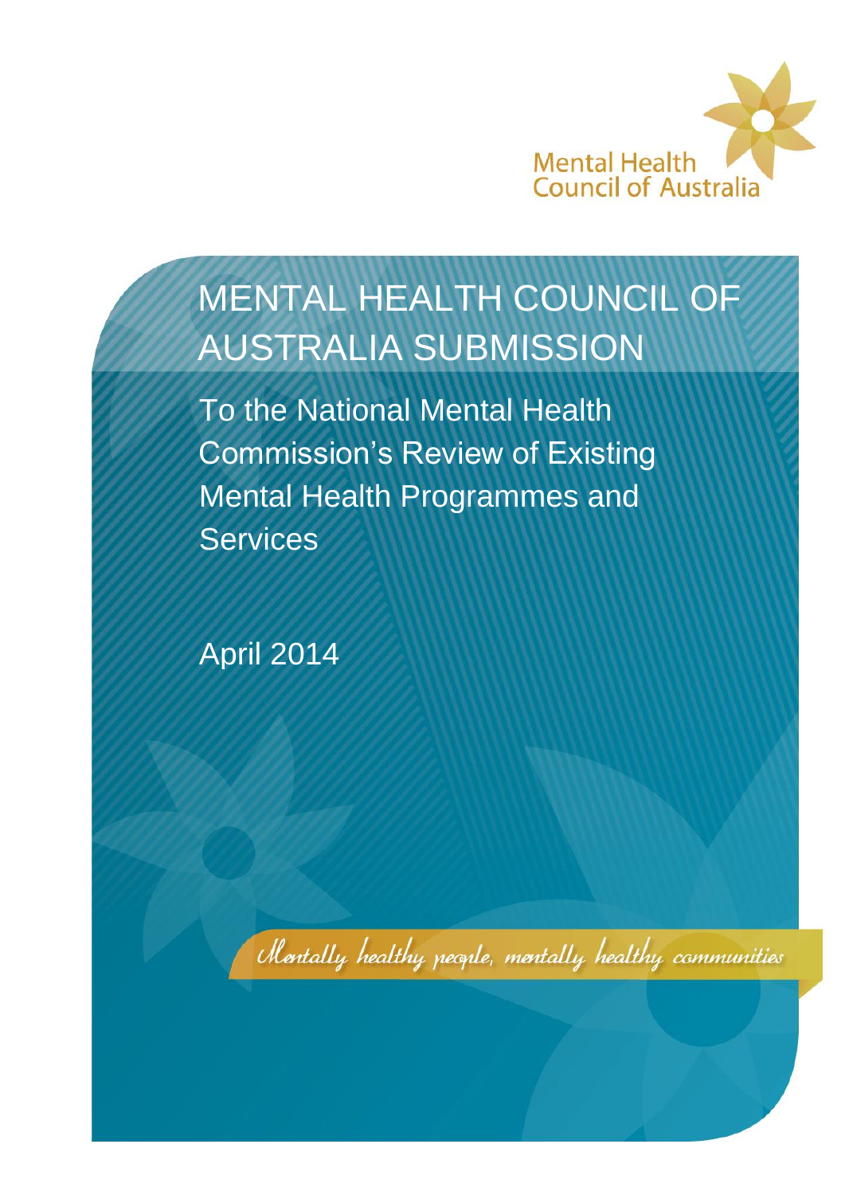Mental Health Council of Australia

# MENTAL HEALTH COUNCIL OF AUSTRALIA SUBMISSION

## To the National Mental Health Commission's Review of Existing Mental Health Programmes and Services

April 2014

*Mentally healthy people, mentally healthy communities*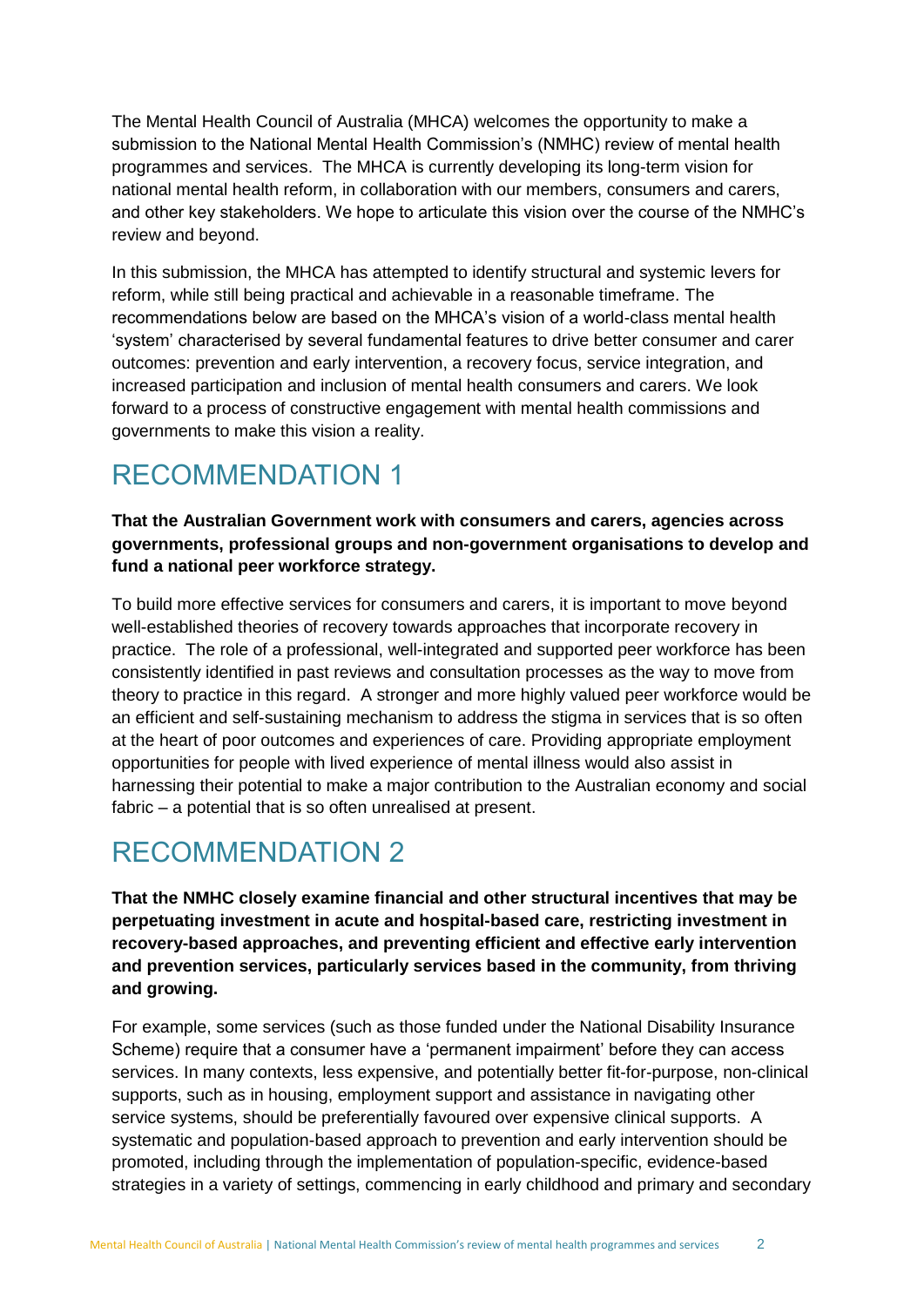The Mental Health Council of Australia (MHCA) welcomes the opportunity to make a submission to the National Mental Health Commission's (NMHC) review of mental health programmes and services. The MHCA is currently developing its long-term vision for national mental health reform, in collaboration with our members, consumers and carers, and other key stakeholders. We hope to articulate this vision over the course of the NMHC's review and beyond.

In this submission, the MHCA has attempted to identify structural and systemic levers for reform, while still being practical and achievable in a reasonable timeframe. The recommendations below are based on the MHCA's vision of a world-class mental health 'system' characterised by several fundamental features to drive better consumer and carer outcomes: prevention and early intervention, a recovery focus, service integration, and increased participation and inclusion of mental health consumers and carers. We look forward to a process of constructive engagement with mental health commissions and governments to make this vision a reality.

# RECOMMENDATION 1

**That the Australian Government work with consumers and carers, agencies across governments, professional groups and non-government organisations to develop and fund a national peer workforce strategy.**

To build more effective services for consumers and carers, it is important to move beyond well-established theories of recovery towards approaches that incorporate recovery in practice. The role of a professional, well-integrated and supported peer workforce has been consistently identified in past reviews and consultation processes as the way to move from theory to practice in this regard. A stronger and more highly valued peer workforce would be an efficient and self-sustaining mechanism to address the stigma in services that is so often at the heart of poor outcomes and experiences of care. Providing appropriate employment opportunities for people with lived experience of mental illness would also assist in harnessing their potential to make a major contribution to the Australian economy and social fabric – a potential that is so often unrealised at present.

# RECOMMENDATION 2

**That the NMHC closely examine financial and other structural incentives that may be perpetuating investment in acute and hospital-based care, restricting investment in recovery-based approaches, and preventing efficient and effective early intervention and prevention services, particularly services based in the community, from thriving and growing.**

For example, some services (such as those funded under the National Disability Insurance Scheme) require that a consumer have a 'permanent impairment' before they can access services. In many contexts, less expensive, and potentially better fit-for-purpose, non-clinical supports, such as in housing, employment support and assistance in navigating other service systems, should be preferentially favoured over expensive clinical supports. A systematic and population-based approach to prevention and early intervention should be promoted, including through the implementation of population-specific, evidence-based strategies in a variety of settings, commencing in early childhood and primary and secondary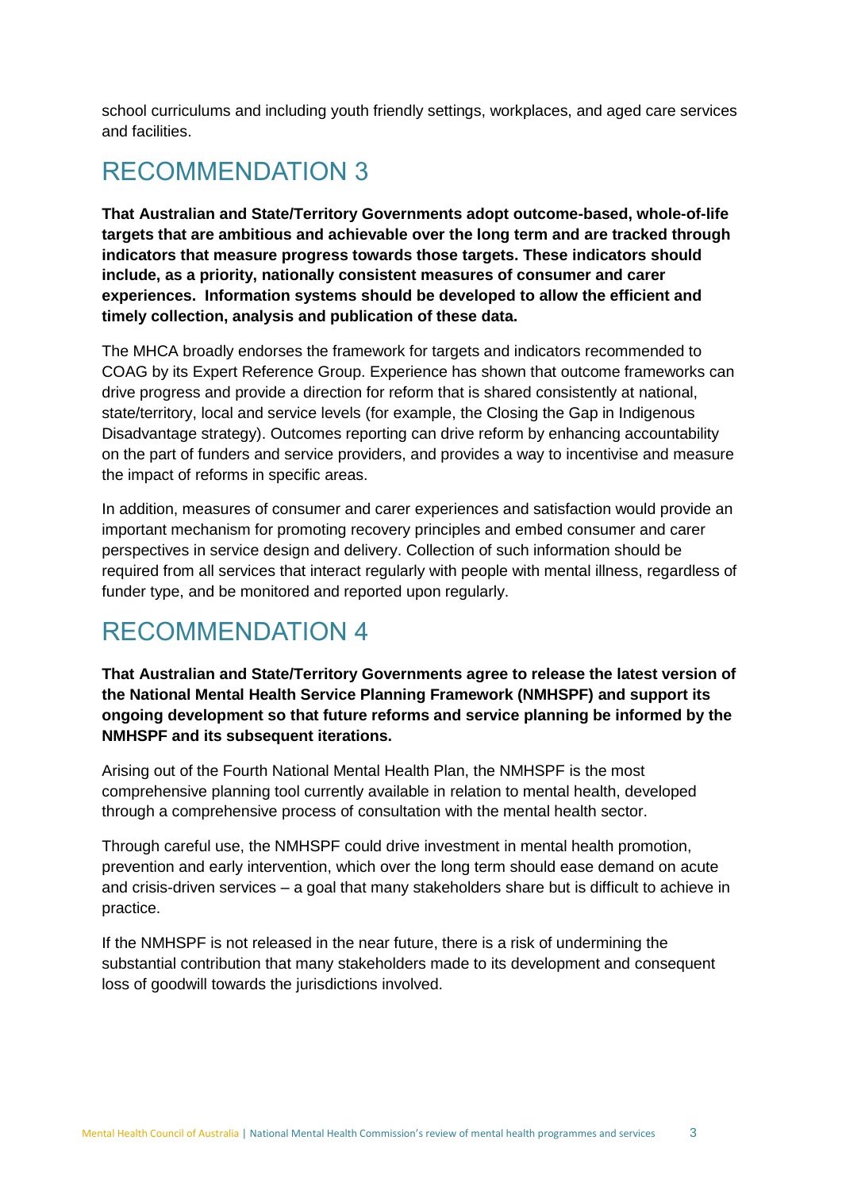school curriculums and including youth friendly settings, workplaces, and aged care services and facilities.

# RECOMMENDATION 3

**That Australian and State/Territory Governments adopt outcome-based, whole-of-life targets that are ambitious and achievable over the long term and are tracked through indicators that measure progress towards those targets. These indicators should include, as a priority, nationally consistent measures of consumer and carer experiences. Information systems should be developed to allow the efficient and timely collection, analysis and publication of these data.**

The MHCA broadly endorses the framework for targets and indicators recommended to COAG by its Expert Reference Group. Experience has shown that outcome frameworks can drive progress and provide a direction for reform that is shared consistently at national, state/territory, local and service levels (for example, the Closing the Gap in Indigenous Disadvantage strategy). Outcomes reporting can drive reform by enhancing accountability on the part of funders and service providers, and provides a way to incentivise and measure the impact of reforms in specific areas.

In addition, measures of consumer and carer experiences and satisfaction would provide an important mechanism for promoting recovery principles and embed consumer and carer perspectives in service design and delivery. Collection of such information should be required from all services that interact regularly with people with mental illness, regardless of funder type, and be monitored and reported upon regularly.

# RECOMMENDATION 4

**That Australian and State/Territory Governments agree to release the latest version of the National Mental Health Service Planning Framework (NMHSPF) and support its ongoing development so that future reforms and service planning be informed by the NMHSPF and its subsequent iterations.**

Arising out of the Fourth National Mental Health Plan, the NMHSPF is the most comprehensive planning tool currently available in relation to mental health, developed through a comprehensive process of consultation with the mental health sector.

Through careful use, the NMHSPF could drive investment in mental health promotion, prevention and early intervention, which over the long term should ease demand on acute and crisis-driven services – a goal that many stakeholders share but is difficult to achieve in practice.

If the NMHSPF is not released in the near future, there is a risk of undermining the substantial contribution that many stakeholders made to its development and consequent loss of goodwill towards the jurisdictions involved.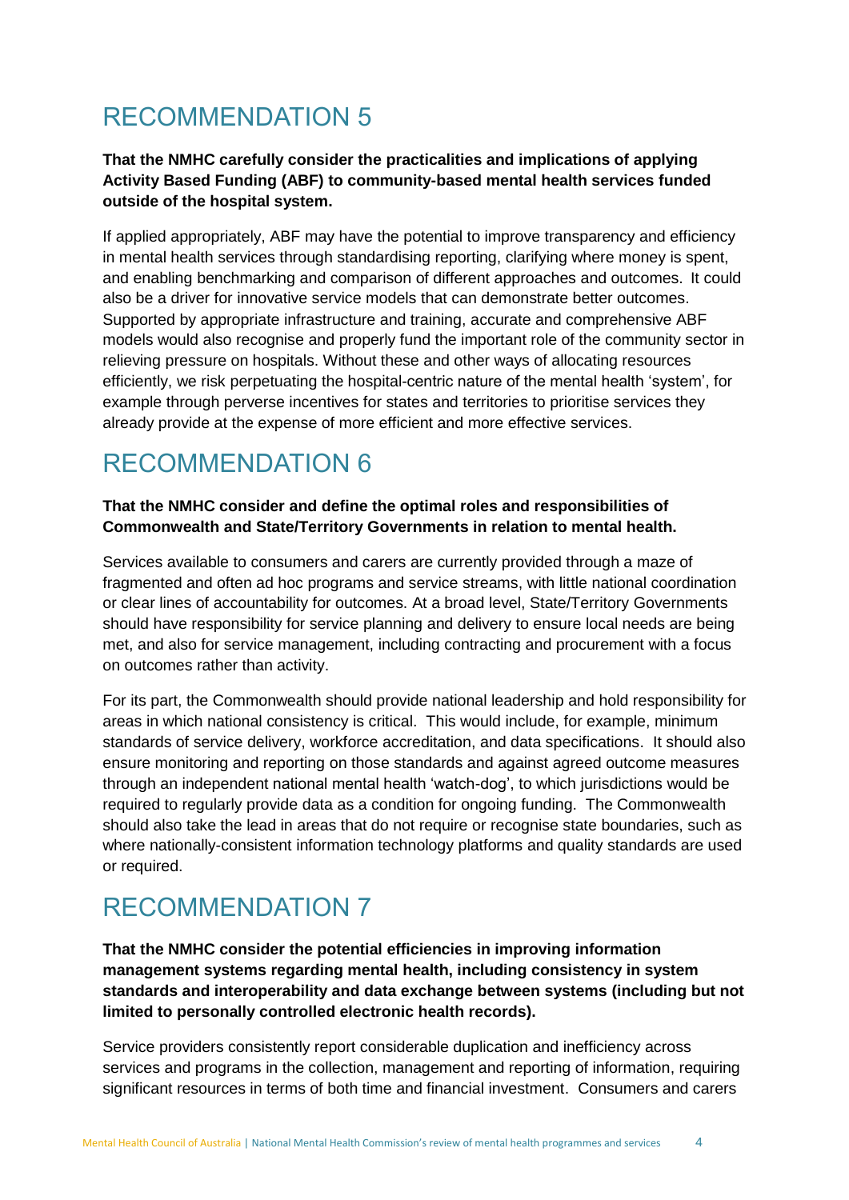# RECOMMENDATION 5

**That the NMHC carefully consider the practicalities and implications of applying Activity Based Funding (ABF) to community-based mental health services funded outside of the hospital system.**

If applied appropriately, ABF may have the potential to improve transparency and efficiency in mental health services through standardising reporting, clarifying where money is spent, and enabling benchmarking and comparison of different approaches and outcomes. It could also be a driver for innovative service models that can demonstrate better outcomes. Supported by appropriate infrastructure and training, accurate and comprehensive ABF models would also recognise and properly fund the important role of the community sector in relieving pressure on hospitals. Without these and other ways of allocating resources efficiently, we risk perpetuating the hospital-centric nature of the mental health 'system', for example through perverse incentives for states and territories to prioritise services they already provide at the expense of more efficient and more effective services.

# RECOMMENDATION 6

**That the NMHC consider and define the optimal roles and responsibilities of Commonwealth and State/Territory Governments in relation to mental health.**

Services available to consumers and carers are currently provided through a maze of fragmented and often ad hoc programs and service streams, with little national coordination or clear lines of accountability for outcomes. At a broad level, State/Territory Governments should have responsibility for service planning and delivery to ensure local needs are being met, and also for service management, including contracting and procurement with a focus on outcomes rather than activity.

For its part, the Commonwealth should provide national leadership and hold responsibility for areas in which national consistency is critical. This would include, for example, minimum standards of service delivery, workforce accreditation, and data specifications. It should also ensure monitoring and reporting on those standards and against agreed outcome measures through an independent national mental health 'watch-dog', to which jurisdictions would be required to regularly provide data as a condition for ongoing funding. The Commonwealth should also take the lead in areas that do not require or recognise state boundaries, such as where nationally-consistent information technology platforms and quality standards are used or required.

# RECOMMENDATION 7

**That the NMHC consider the potential efficiencies in improving information management systems regarding mental health, including consistency in system standards and interoperability and data exchange between systems (including but not limited to personally controlled electronic health records).**

Service providers consistently report considerable duplication and inefficiency across services and programs in the collection, management and reporting of information, requiring significant resources in terms of both time and financial investment. Consumers and carers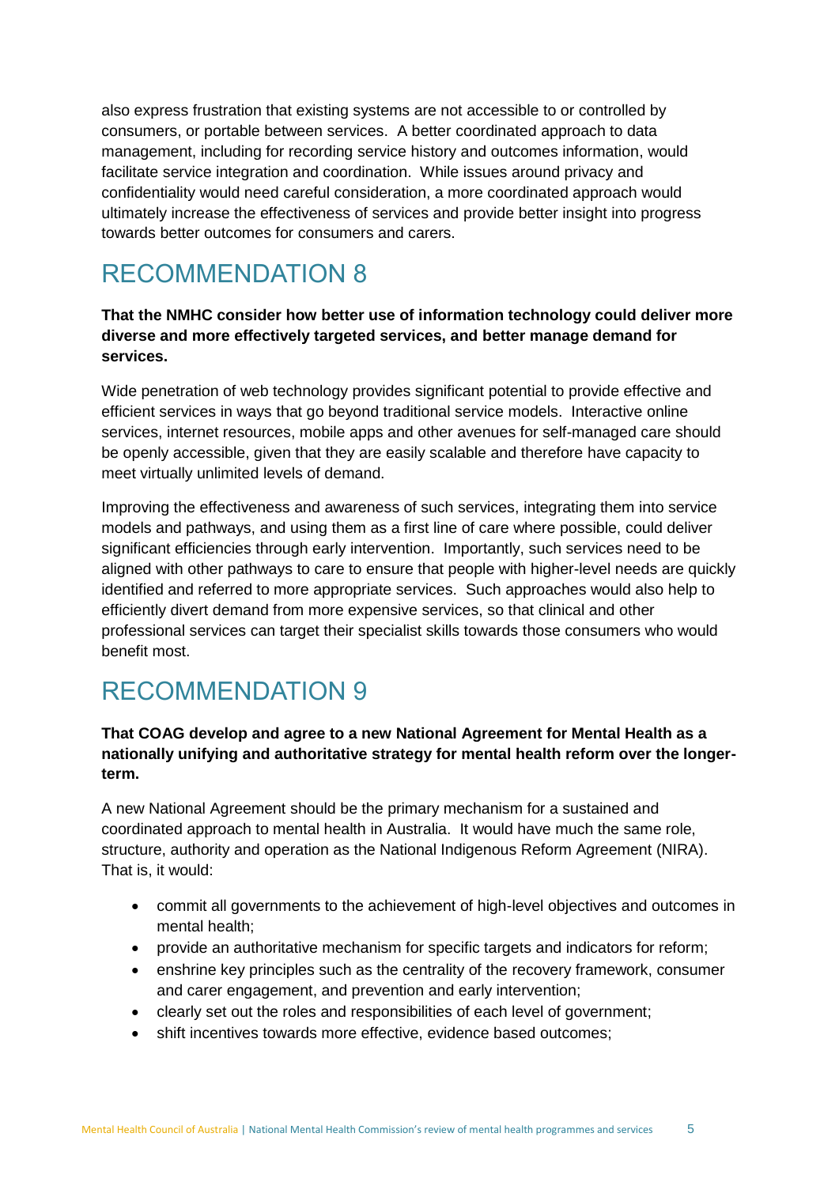also express frustration that existing systems are not accessible to or controlled by consumers, or portable between services. A better coordinated approach to data management, including for recording service history and outcomes information, would facilitate service integration and coordination. While issues around privacy and confidentiality would need careful consideration, a more coordinated approach would ultimately increase the effectiveness of services and provide better insight into progress towards better outcomes for consumers and carers.

# RECOMMENDATION 8

**That the NMHC consider how better use of information technology could deliver more diverse and more effectively targeted services, and better manage demand for services.**

Wide penetration of web technology provides significant potential to provide effective and efficient services in ways that go beyond traditional service models. Interactive online services, internet resources, mobile apps and other avenues for self-managed care should be openly accessible, given that they are easily scalable and therefore have capacity to meet virtually unlimited levels of demand.

Improving the effectiveness and awareness of such services, integrating them into service models and pathways, and using them as a first line of care where possible, could deliver significant efficiencies through early intervention. Importantly, such services need to be aligned with other pathways to care to ensure that people with higher-level needs are quickly identified and referred to more appropriate services. Such approaches would also help to efficiently divert demand from more expensive services, so that clinical and other professional services can target their specialist skills towards those consumers who would benefit most.

# RECOMMENDATION 9

**That COAG develop and agree to a new National Agreement for Mental Health as a nationally unifying and authoritative strategy for mental health reform over the longer-term.**

A new National Agreement should be the primary mechanism for a sustained and coordinated approach to mental health in Australia. It would have much the same role, structure, authority and operation as the National Indigenous Reform Agreement (NIRA). That is, it would:

- commit all governments to the achievement of high-level objectives and outcomes in mental health;
- provide an authoritative mechanism for specific targets and indicators for reform;
- enshrine key principles such as the centrality of the recovery framework, consumer and carer engagement, and prevention and early intervention;
- clearly set out the roles and responsibilities of each level of government;
- shift incentives towards more effective, evidence based outcomes;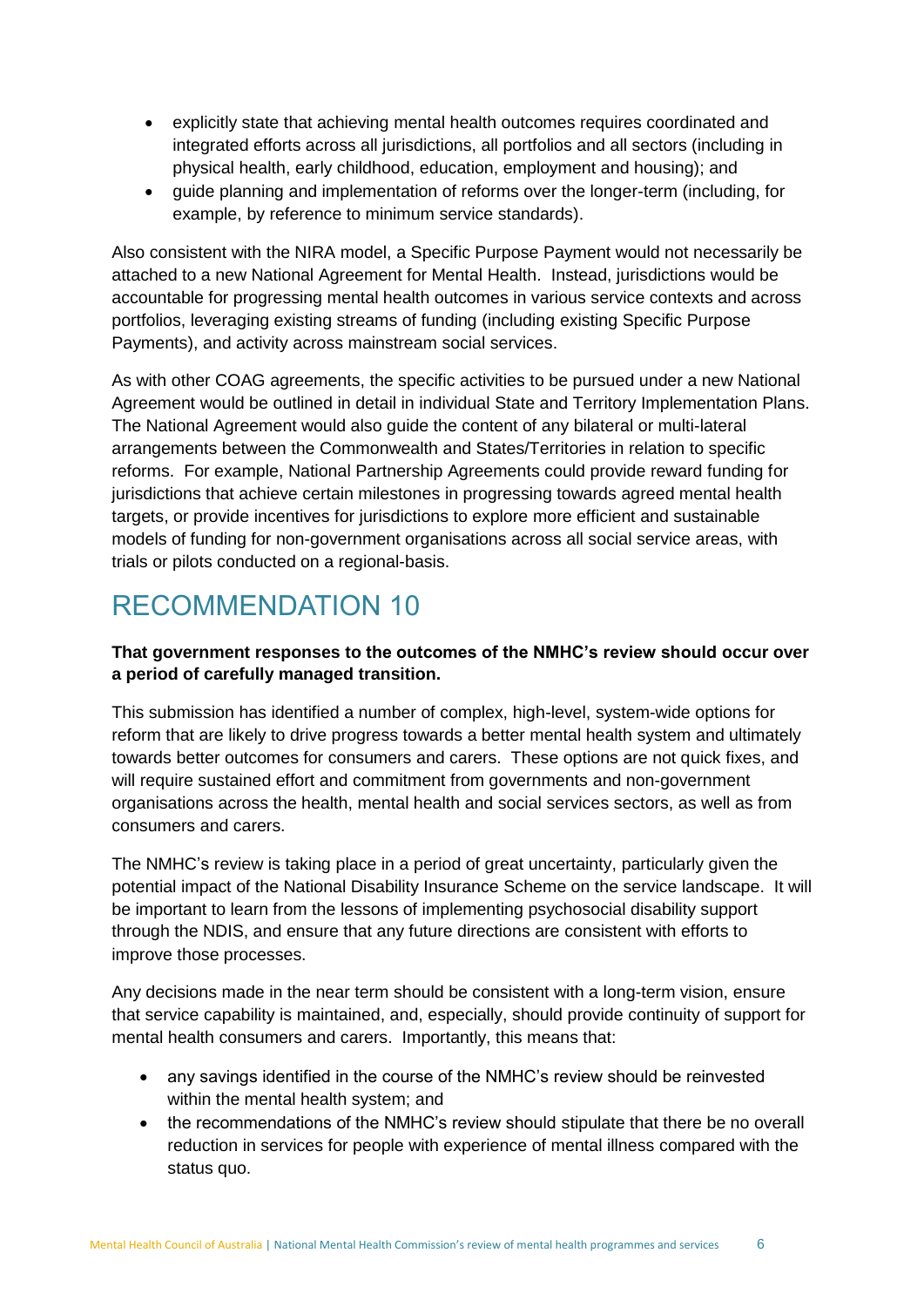- explicitly state that achieving mental health outcomes requires coordinated and integrated efforts across all jurisdictions, all portfolios and all sectors (including in physical health, early childhood, education, employment and housing); and
- guide planning and implementation of reforms over the longer-term (including, for example, by reference to minimum service standards).

Also consistent with the NIRA model, a Specific Purpose Payment would not necessarily be attached to a new National Agreement for Mental Health. Instead, jurisdictions would be accountable for progressing mental health outcomes in various service contexts and across portfolios, leveraging existing streams of funding (including existing Specific Purpose Payments), and activity across mainstream social services.

As with other COAG agreements, the specific activities to be pursued under a new National Agreement would be outlined in detail in individual State and Territory Implementation Plans. The National Agreement would also guide the content of any bilateral or multi-lateral arrangements between the Commonwealth and States/Territories in relation to specific reforms. For example, National Partnership Agreements could provide reward funding for jurisdictions that achieve certain milestones in progressing towards agreed mental health targets, or provide incentives for jurisdictions to explore more efficient and sustainable models of funding for non-government organisations across all social service areas, with trials or pilots conducted on a regional-basis.

# RECOMMENDATION 10

**That government responses to the outcomes of the NMHC's review should occur over a period of carefully managed transition.**

This submission has identified a number of complex, high-level, system-wide options for reform that are likely to drive progress towards a better mental health system and ultimately towards better outcomes for consumers and carers. These options are not quick fixes, and will require sustained effort and commitment from governments and non-government organisations across the health, mental health and social services sectors, as well as from consumers and carers.

The NMHC's review is taking place in a period of great uncertainty, particularly given the potential impact of the National Disability Insurance Scheme on the service landscape. It will be important to learn from the lessons of implementing psychosocial disability support through the NDIS, and ensure that any future directions are consistent with efforts to improve those processes.

Any decisions made in the near term should be consistent with a long-term vision, ensure that service capability is maintained, and, especially, should provide continuity of support for mental health consumers and carers. Importantly, this means that:

- any savings identified in the course of the NMHC's review should be reinvested within the mental health system; and
- the recommendations of the NMHC's review should stipulate that there be no overall reduction in services for people with experience of mental illness compared with the status quo.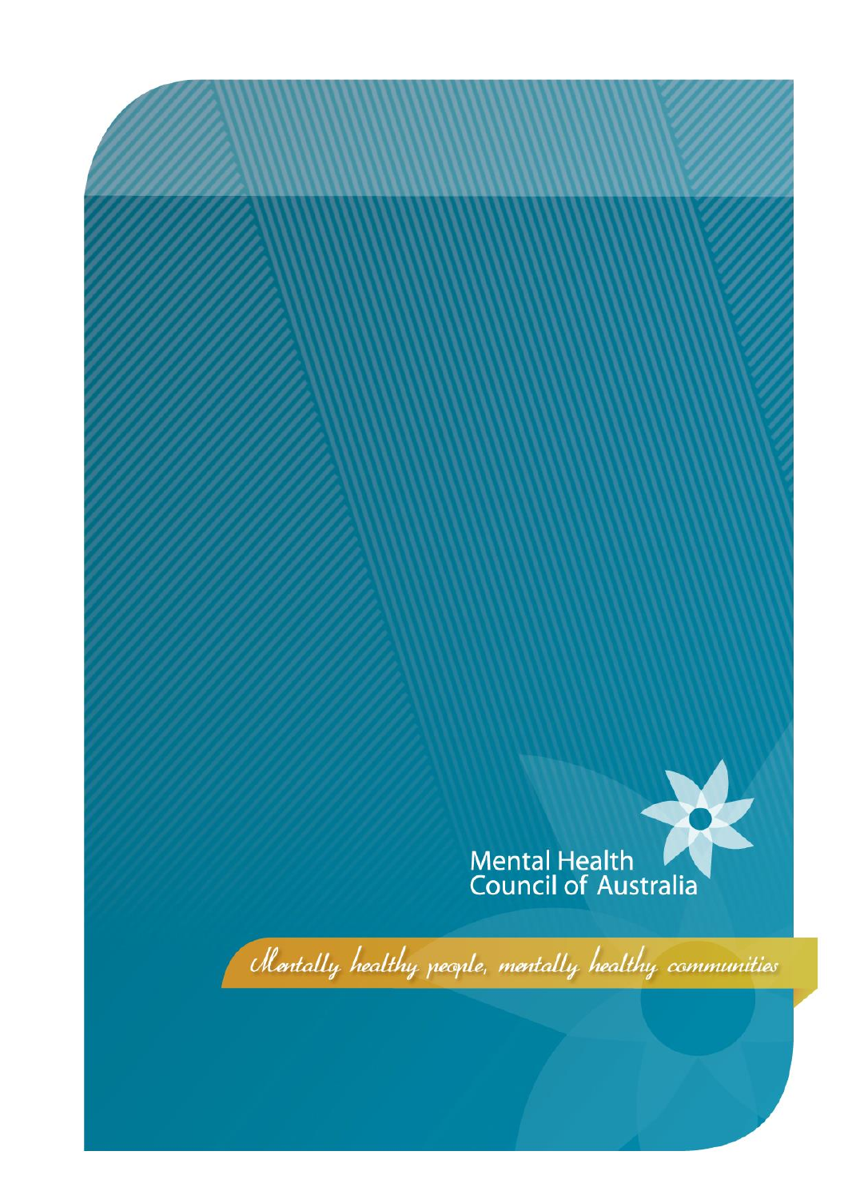Mental Health Council of Australia

*Mentally healthy people, mentally healthy communities*